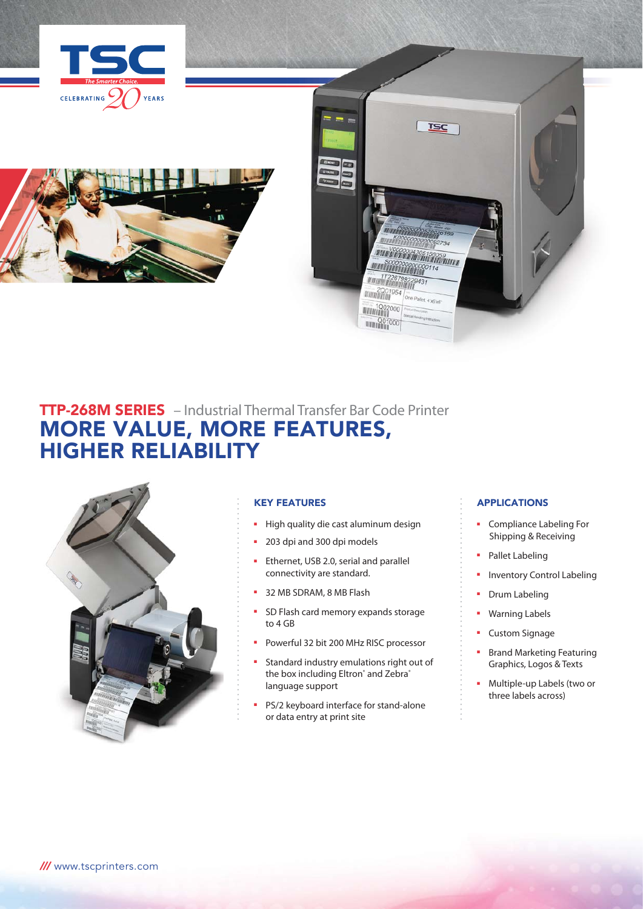TSC

The Smarter Choice.

CELEBRATING 20 YEARS

# TTP-268M SERIES – Industrial Thermal Transfer Bar Code Printer

## MORE VALUE, MORE FEATURES, HIGHER RELIABILITY

### KEY FEATURES

- High quality die cast aluminum design
- 203 dpi and 300 dpi models
- Ethernet, USB 2.0, serial and parallel connectivity are standard.
- 32 MB SDRAM, 8 MB Flash
- SD Flash card memory expands storage to 4 GB
- Powerful 32 bit 200 MHz RISC processor
- Standard industry emulations right out of the box including Eltron® and Zebra® language support
- PS/2 keyboard interface for stand-alone or data entry at print site

### APPLICATIONS

- Compliance Labeling For Shipping & Receiving
- Pallet Labeling
- Inventory Control Labeling
- Drum Labeling
- Warning Labels
- Custom Signage
- Brand Marketing Featuring Graphics, Logos & Texts
- Multiple-up Labels (two or three labels across)

/// www.tscprinters.com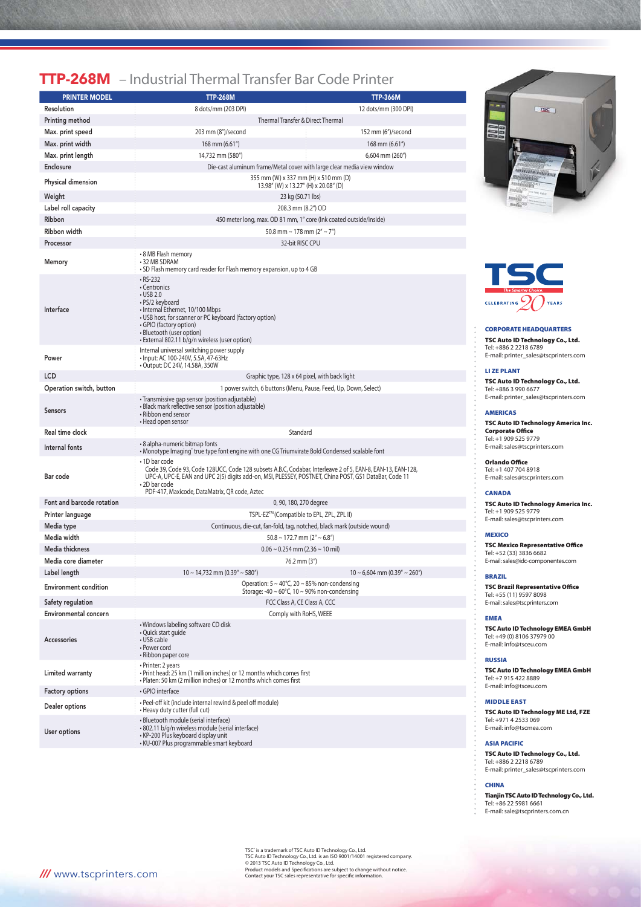# TTP-268M – Industrial Thermal Transfer Bar Code Printer

| PRINTER MODEL | TTP-268M | TTP-366M |
|---|---|---|
| Resolution | 8 dots/mm (203 DPI) | 12 dots/mm (300 DPI) |
| Printing method | Thermal Transfer & Direct Thermal | |
| Max. print speed | 203 mm (8")/second | 152 mm (6")/second |
| Max. print width | 168 mm (6.61") | 168 mm (6.61") |
| Max. print length | 14,732 mm (580") | 6,604 mm (260") |
| Enclosure | Die-cast aluminum frame/Metal cover with large clear media view window | |
| Physical dimension | 355 mm (W) x 337 mm (H) x 510 mm (D)<br>13.98" (W) x 13.27" (H) x 20.08" (D) | |
| Weight | 23 kg (50.71 lbs) | |
| Label roll capacity | 208.3 mm (8.2") OD | |
| Ribbon | 450 meter long, max. OD 81 mm, 1" core (Ink coated outside/inside) | |
| Ribbon width | 50.8 mm ~ 178 mm (2" ~ 7") | |
| Processor | 32-bit RISC CPU | |
| Memory | • 8 MB Flash memory<br>• 32 MB SDRAM<br>• SD Flash memory card reader for Flash memory expansion, up to 4 GB | |
| Interface | • RS-232<br>• Centronics<br>• USB 2.0<br>• PS/2 keyboard<br>• Internal Ethernet, 10/100 Mbps<br>• USB host, for scanner or PC keyboard (factory option)<br>• GPIO (factory option)<br>• Bluetooth (user option)<br>• External 802.11 b/g/n wireless (user option) | |
| Power | Internal universal switching power supply<br>• Input: AC 100-240V, 5.5A, 47-63Hz<br>• Output: DC 24V, 14.58A, 350W | |
| LCD | Graphic type, 128 x 64 pixel, with back light | |
| Operation switch, button | 1 power switch, 6 buttons (Menu, Pause, Feed, Up, Down, Select) | |
| Sensors | • Transmissive gap sensor (position adjustable)<br>• Black mark reflective sensor (position adjustable)<br>• Ribbon end sensor<br>• Head open sensor | |
| Real time clock | Standard | |
| Internal fonts | • 8 alpha-numeric bitmap fonts<br>• Monotype Imaging® true type font engine with one CG Triumvirate Bold Condensed scalable font | |
| Bar code | • 1D bar code<br>Code 39, Code 93, Code 128UCC, Code 128 subsets A.B.C, Codabar, Interleave 2 of 5, EAN-8, EAN-13, EAN-128, UPC-A, UPC-E, EAN and UPC 2(5) digits add-on, MSI, PLESSEY, POSTNET, China POST, GS1 DataBar, Code 11<br>• 2D bar code<br>PDF-417, Maxicode, DataMatrix, QR code, Aztec | |
| Font and barcode rotation | 0, 90, 180, 270 degree | |
| Printer language | TSPL-EZ™ (Compatible to EPL, ZPL, ZPL II) | |
| Media type | Continuous, die-cut, fan-fold, tag, notched, black mark (outside wound) | |
| Media width | 50.8 ~ 172.7 mm (2" ~ 6.8") | |
| Media thickness | 0.06 ~ 0.254 mm (2.36 ~ 10 mil) | |
| Media core diameter | 76.2 mm (3") | |
| Label length | 10 ~ 14,732 mm (0.39" ~ 580") | 10 ~ 6,604 mm (0.39" ~ 260") |
| Environment condition | Operation: 5 ~ 40°C, 20 ~ 85% non-condensing<br>Storage: -40 ~ 60°C, 10 ~ 90% non-condensing | |
| Safety regulation | FCC Class A, CE Class A, CCC | |
| Environmental concern | Comply with RoHS, WEEE | |
| Accessories | • Windows labeling software CD disk<br>• Quick start guide<br>• USB cable<br>• Power cord<br>• Ribbon paper core | |
| Limited warranty | • Printer: 2 years<br>• Print head: 25 km (1 million inches) or 12 months which comes first<br>• Platen: 50 km (2 million inches) or 12 months which comes first | |
| Factory options | • GPIO interface | |
| Dealer options | • Peel-off kit (include internal rewind & peel off module)<br>• Heavy duty cutter (full cut) | |
| User options | • Bluetooth module (serial interface)<br>• 802.11 b/g/n wireless module (serial interface)<br>• KP-200 Plus keyboard display unit<br>• KU-007 Plus programmable smart keyboard | |

TSC
The Smarter Choice.
CELEBRATING 20 YEARS

**CORPORATE HEADQUARTERS**
**TSC Auto ID Technology Co., Ltd.**
Tel: +886 2 2218 6789
E-mail: printer_sales@tscprinters.com

**LI ZE PLANT**
**TSC Auto ID Technology Co., Ltd.**
Tel: +886 3 990 6677
E-mail: printer_sales@tscprinters.com

**AMERICAS**
**TSC Auto ID Technology America Inc.**
**Corporate Office**
Tel: +1 909 525 9779
E-mail: sales@tscprinters.com

**Orlando Office**
Tel: +1 407 704 8918
E-mail: sales@tscprinters.com

**CANADA**
**TSC Auto ID Technology America Inc.**
Tel: +1 909 525 9779
E-mail: sales@tscprinters.com

**MEXICO**
**TSC Mexico Representative Office**
Tel: +52 (33) 3836 6682
E-mail: sales@idc-componentes.com

**BRAZIL**
**TSC Brazil Representative Office**
Tel: +55 (11) 9597 8098
E-mail: sales@tscprinters.com

**EMEA**
**TSC Auto ID Technology EMEA GmbH**
Tel: +49 (0) 8106 37979 00
E-mail: info@tsceu.com

**RUSSIA**
**TSC Auto ID Technology EMEA GmbH**
Tel: +7 915 422 8889
E-mail: info@tsceu.com

**MIDDLE EAST**
**TSC Auto ID Technology ME Ltd, FZE**
Tel: +971 4 2533 069
E-mail: info@tscmea.com

**ASIA PACIFIC**
**TSC Auto ID Technology Co., Ltd.**
Tel: +886 2 2218 6789
E-mail: printer_sales@tscprinters.com

**CHINA**
**Tianjin TSC Auto ID Technology Co., Ltd.**
Tel: +86 22 5981 6661
E-mail: sale@tscprinters.com.cn

www.tscprinters.com

TSC® is a trademark of TSC Auto ID Technology Co., Ltd.
TSC Auto ID Technology Co., Ltd. is an ISO 9001/14001 registered company.
© 2013 TSC Auto ID Technology Co., Ltd.
Product models and Specifications are subject to change without notice.
Contact your TSC sales representative for specific information.